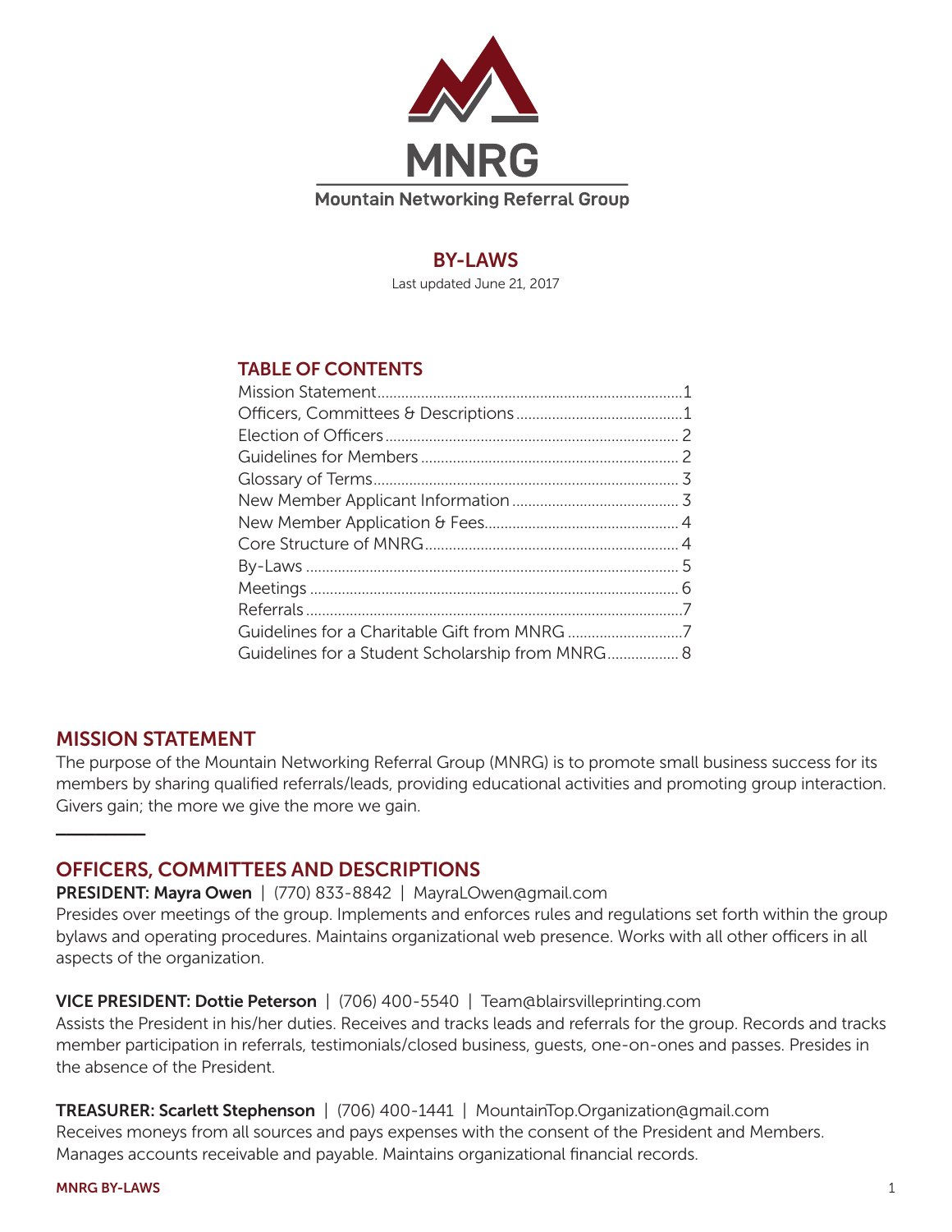# MNRG

Mountain Networking Referral Group

## BY-LAWS

Last updated June 21, 2017

### TABLE OF CONTENTS

| Section | Page |
|---|---|
| Mission Statement | 1 |
| Officers, Committees & Descriptions | 1 |
| Election of Officers | 2 |
| Guidelines for Members | 2 |
| Glossary of Terms | 3 |
| New Member Applicant Information | 3 |
| New Member Application & Fees | 4 |
| Core Structure of MNRG | 4 |
| By-Laws | 5 |
| Meetings | 6 |
| Referrals | 7 |
| Guidelines for a Charitable Gift from MNRG | 7 |
| Guidelines for a Student Scholarship from MNRG | 8 |

## MISSION STATEMENT

The purpose of the Mountain Networking Referral Group (MNRG) is to promote small business success for its members by sharing qualified referrals/leads, providing educational activities and promoting group interaction. Givers gain; the more we give the more we gain.

## OFFICERS, COMMITTEES AND DESCRIPTIONS

**PRESIDENT: Mayra Owen** | (770) 833-8842 | MayraLOwen@gmail.com
Presides over meetings of the group. Implements and enforces rules and regulations set forth within the group bylaws and operating procedures. Maintains organizational web presence. Works with all other officers in all aspects of the organization.

**VICE PRESIDENT: Dottie Peterson** | (706) 400-5540 | Team@blairsvilleprinting.com
Assists the President in his/her duties. Receives and tracks leads and referrals for the group. Records and tracks member participation in referrals, testimonials/closed business, guests, one-on-ones and passes. Presides in the absence of the President.

**TREASURER: Scarlett Stephenson** | (706) 400-1441 | MountainTop.Organization@gmail.com
Receives moneys from all sources and pays expenses with the consent of the President and Members. Manages accounts receivable and payable. Maintains organizational financial records.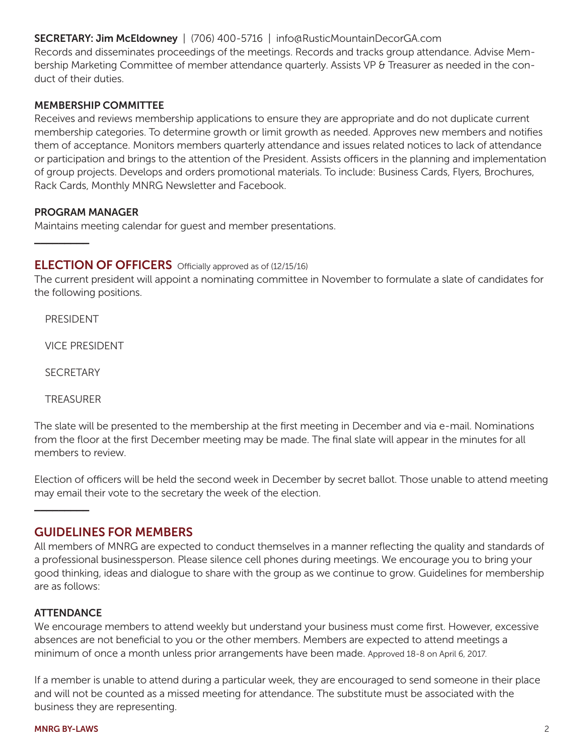**SECRETARY: Jim McEldowney** | (706) 400-5716 | info@RusticMountainDecorGA.com
Records and disseminates proceedings of the meetings. Records and tracks group attendance. Advise Membership Marketing Committee of member attendance quarterly. Assists VP & Treasurer as needed in the conduct of their duties.

**MEMBERSHIP COMMITTEE**
Receives and reviews membership applications to ensure they are appropriate and do not duplicate current membership categories. To determine growth or limit growth as needed. Approves new members and notifies them of acceptance. Monitors members quarterly attendance and issues related notices to lack of attendance or participation and brings to the attention of the President. Assists officers in the planning and implementation of group projects. Develops and orders promotional materials. To include: Business Cards, Flyers, Brochures, Rack Cards, Monthly MNRG Newsletter and Facebook.

**PROGRAM MANAGER**
Maintains meeting calendar for guest and member presentations.

---

## ELECTION OF OFFICERS Officially approved as of (12/15/16)

The current president will appoint a nominating committee in November to formulate a slate of candidates for the following positions.

PRESIDENT

VICE PRESIDENT

SECRETARY

TREASURER

The slate will be presented to the membership at the first meeting in December and via e-mail. Nominations from the floor at the first December meeting may be made. The final slate will appear in the minutes for all members to review.

Election of officers will be held the second week in December by secret ballot. Those unable to attend meeting may email their vote to the secretary the week of the election.

---

## GUIDELINES FOR MEMBERS

All members of MNRG are expected to conduct themselves in a manner reflecting the quality and standards of a professional businessperson. Please silence cell phones during meetings. We encourage you to bring your good thinking, ideas and dialogue to share with the group as we continue to grow. Guidelines for membership are as follows:

**ATTENDANCE**
We encourage members to attend weekly but understand your business must come first. However, excessive absences are not beneficial to you or the other members. Members are expected to attend meetings a minimum of once a month unless prior arrangements have been made. Approved 18-8 on April 6, 2017.

If a member is unable to attend during a particular week, they are encouraged to send someone in their place and will not be counted as a missed meeting for attendance. The substitute must be associated with the business they are representing.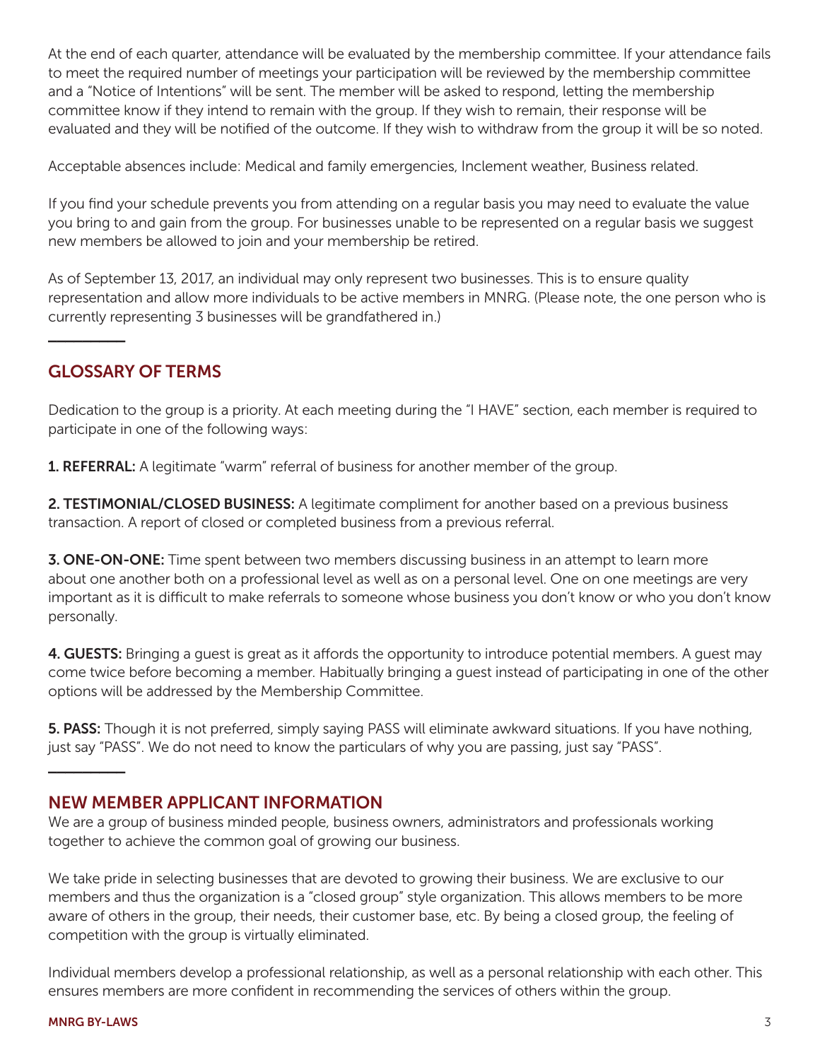At the end of each quarter, attendance will be evaluated by the membership committee. If your attendance fails to meet the required number of meetings your participation will be reviewed by the membership committee and a "Notice of Intentions" will be sent. The member will be asked to respond, letting the membership committee know if they intend to remain with the group. If they wish to remain, their response will be evaluated and they will be notified of the outcome. If they wish to withdraw from the group it will be so noted.

Acceptable absences include: Medical and family emergencies, Inclement weather, Business related.

If you find your schedule prevents you from attending on a regular basis you may need to evaluate the value you bring to and gain from the group. For businesses unable to be represented on a regular basis we suggest new members be allowed to join and your membership be retired.

As of September 13, 2017, an individual may only represent two businesses. This is to ensure quality representation and allow more individuals to be active members in MNRG. (Please note, the one person who is currently representing 3 businesses will be grandfathered in.)

## GLOSSARY OF TERMS

Dedication to the group is a priority. At each meeting during the "I HAVE" section, each member is required to participate in one of the following ways:

**1. REFERRAL:** A legitimate "warm" referral of business for another member of the group.

**2. TESTIMONIAL/CLOSED BUSINESS:** A legitimate compliment for another based on a previous business transaction. A report of closed or completed business from a previous referral.

**3. ONE-ON-ONE:** Time spent between two members discussing business in an attempt to learn more about one another both on a professional level as well as on a personal level. One on one meetings are very important as it is difficult to make referrals to someone whose business you don't know or who you don't know personally.

**4. GUESTS:** Bringing a guest is great as it affords the opportunity to introduce potential members. A guest may come twice before becoming a member. Habitually bringing a guest instead of participating in one of the other options will be addressed by the Membership Committee.

**5. PASS:** Though it is not preferred, simply saying PASS will eliminate awkward situations. If you have nothing, just say "PASS". We do not need to know the particulars of why you are passing, just say "PASS".

## NEW MEMBER APPLICANT INFORMATION

We are a group of business minded people, business owners, administrators and professionals working together to achieve the common goal of growing our business.

We take pride in selecting businesses that are devoted to growing their business. We are exclusive to our members and thus the organization is a "closed group" style organization. This allows members to be more aware of others in the group, their needs, their customer base, etc. By being a closed group, the feeling of competition with the group is virtually eliminated.

Individual members develop a professional relationship, as well as a personal relationship with each other. This ensures members are more confident in recommending the services of others within the group.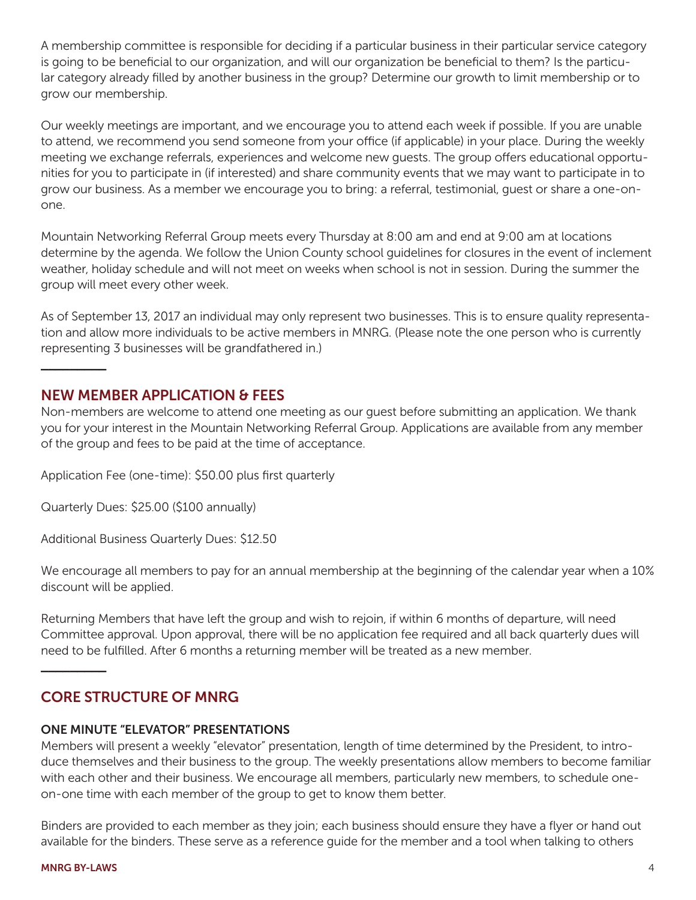A membership committee is responsible for deciding if a particular business in their particular service category is going to be beneficial to our organization, and will our organization be beneficial to them? Is the particular category already filled by another business in the group? Determine our growth to limit membership or to grow our membership.

Our weekly meetings are important, and we encourage you to attend each week if possible. If you are unable to attend, we recommend you send someone from your office (if applicable) in your place. During the weekly meeting we exchange referrals, experiences and welcome new guests. The group offers educational opportunities for you to participate in (if interested) and share community events that we may want to participate in to grow our business. As a member we encourage you to bring: a referral, testimonial, guest or share a one-on-one.

Mountain Networking Referral Group meets every Thursday at 8:00 am and end at 9:00 am at locations determine by the agenda. We follow the Union County school guidelines for closures in the event of inclement weather, holiday schedule and will not meet on weeks when school is not in session. During the summer the group will meet every other week.

As of September 13, 2017 an individual may only represent two businesses. This is to ensure quality representation and allow more individuals to be active members in MNRG. (Please note the one person who is currently representing 3 businesses will be grandfathered in.)

## NEW MEMBER APPLICATION & FEES

Non-members are welcome to attend one meeting as our guest before submitting an application. We thank you for your interest in the Mountain Networking Referral Group. Applications are available from any member of the group and fees to be paid at the time of acceptance.

Application Fee (one-time): $50.00 plus first quarterly

Quarterly Dues: $25.00 ($100 annually)

Additional Business Quarterly Dues: $12.50

We encourage all members to pay for an annual membership at the beginning of the calendar year when a 10% discount will be applied.

Returning Members that have left the group and wish to rejoin, if within 6 months of departure, will need Committee approval. Upon approval, there will be no application fee required and all back quarterly dues will need to be fulfilled. After 6 months a returning member will be treated as a new member.

## CORE STRUCTURE OF MNRG

### ONE MINUTE "ELEVATOR" PRESENTATIONS

Members will present a weekly "elevator" presentation, length of time determined by the President, to introduce themselves and their business to the group. The weekly presentations allow members to become familiar with each other and their business. We encourage all members, particularly new members, to schedule one-on-one time with each member of the group to get to know them better.

Binders are provided to each member as they join; each business should ensure they have a flyer or hand out available for the binders. These serve as a reference guide for the member and a tool when talking to others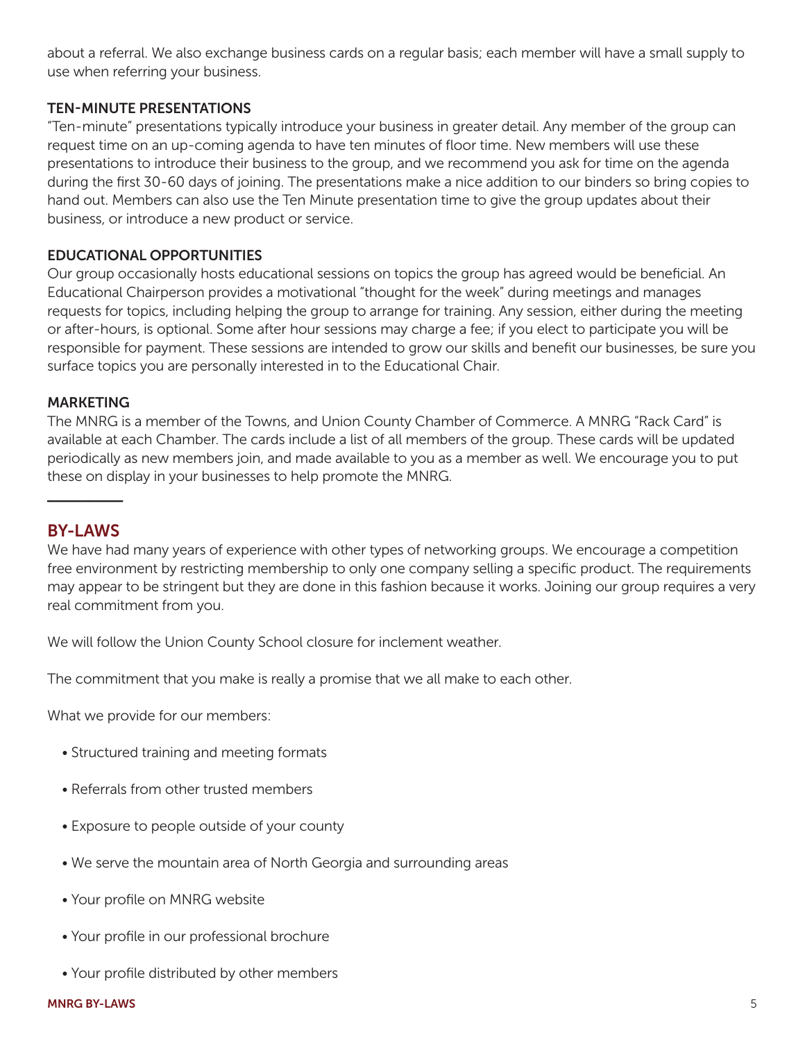about a referral. We also exchange business cards on a regular basis; each member will have a small supply to use when referring your business.

### TEN-MINUTE PRESENTATIONS

"Ten-minute" presentations typically introduce your business in greater detail. Any member of the group can request time on an up-coming agenda to have ten minutes of floor time. New members will use these presentations to introduce their business to the group, and we recommend you ask for time on the agenda during the first 30-60 days of joining. The presentations make a nice addition to our binders so bring copies to hand out. Members can also use the Ten Minute presentation time to give the group updates about their business, or introduce a new product or service.

### EDUCATIONAL OPPORTUNITIES

Our group occasionally hosts educational sessions on topics the group has agreed would be beneficial. An Educational Chairperson provides a motivational "thought for the week" during meetings and manages requests for topics, including helping the group to arrange for training. Any session, either during the meeting or after-hours, is optional. Some after hour sessions may charge a fee; if you elect to participate you will be responsible for payment. These sessions are intended to grow our skills and benefit our businesses, be sure you surface topics you are personally interested in to the Educational Chair.

### MARKETING

The MNRG is a member of the Towns, and Union County Chamber of Commerce. A MNRG "Rack Card" is available at each Chamber. The cards include a list of all members of the group. These cards will be updated periodically as new members join, and made available to you as a member as well. We encourage you to put these on display in your businesses to help promote the MNRG.

## BY-LAWS

We have had many years of experience with other types of networking groups. We encourage a competition free environment by restricting membership to only one company selling a specific product. The requirements may appear to be stringent but they are done in this fashion because it works. Joining our group requires a very real commitment from you.

We will follow the Union County School closure for inclement weather.

The commitment that you make is really a promise that we all make to each other.

What we provide for our members:

- Structured training and meeting formats
- Referrals from other trusted members
- Exposure to people outside of your county
- We serve the mountain area of North Georgia and surrounding areas
- Your profile on MNRG website
- Your profile in our professional brochure
- Your profile distributed by other members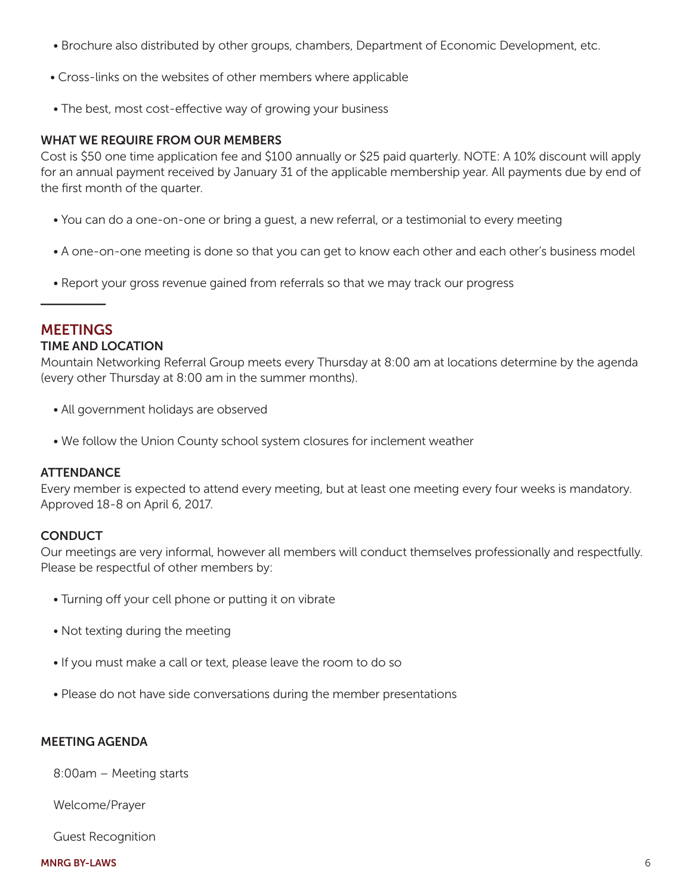- Brochure also distributed by other groups, chambers, Department of Economic Development, etc.
- Cross-links on the websites of other members where applicable
- The best, most cost-effective way of growing your business

### WHAT WE REQUIRE FROM OUR MEMBERS

Cost is $50 one time application fee and $100 annually or $25 paid quarterly. NOTE: A 10% discount will apply for an annual payment received by January 31 of the applicable membership year. All payments due by end of the first month of the quarter.

- You can do a one-on-one or bring a guest, a new referral, or a testimonial to every meeting
- A one-on-one meeting is done so that you can get to know each other and each other's business model
- Report your gross revenue gained from referrals so that we may track our progress

## MEETINGS

### TIME AND LOCATION

Mountain Networking Referral Group meets every Thursday at 8:00 am at locations determine by the agenda (every other Thursday at 8:00 am in the summer months).

- All government holidays are observed
- We follow the Union County school system closures for inclement weather

### ATTENDANCE

Every member is expected to attend every meeting, but at least one meeting every four weeks is mandatory. Approved 18-8 on April 6, 2017.

### CONDUCT

Our meetings are very informal, however all members will conduct themselves professionally and respectfully. Please be respectful of other members by:

- Turning off your cell phone or putting it on vibrate
- Not texting during the meeting
- If you must make a call or text, please leave the room to do so
- Please do not have side conversations during the member presentations

### MEETING AGENDA

8:00am – Meeting starts

Welcome/Prayer

Guest Recognition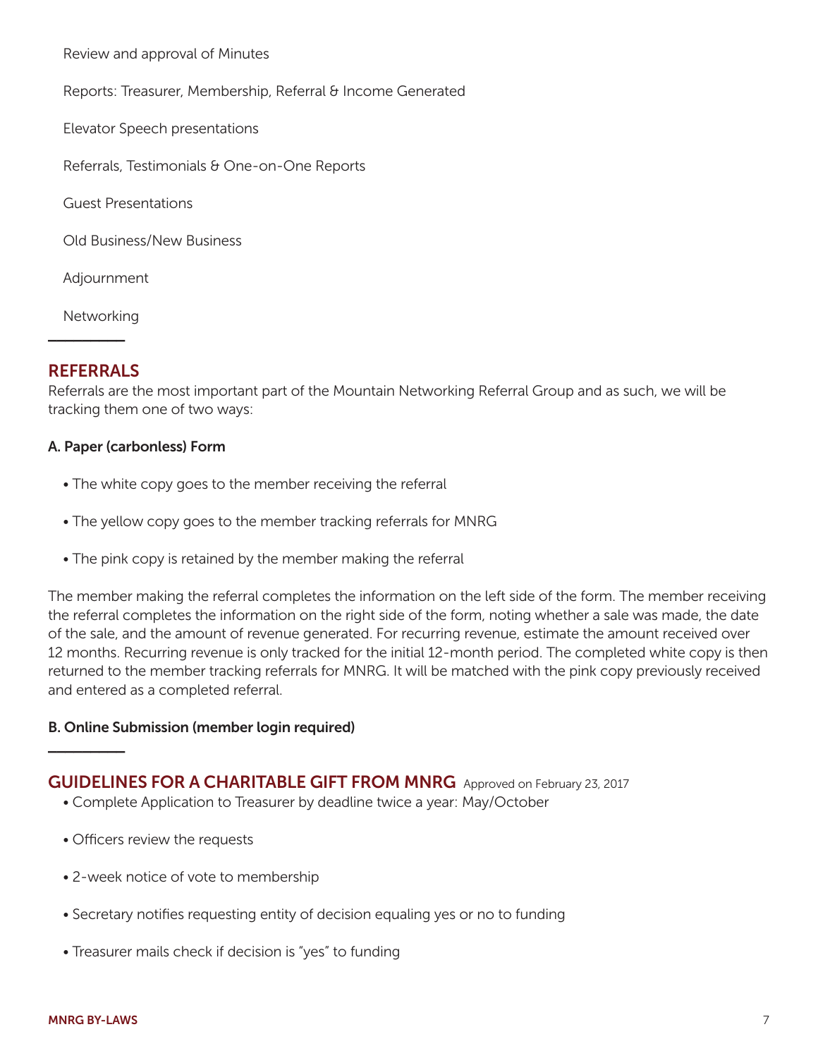Review and approval of Minutes

Reports: Treasurer, Membership, Referral & Income Generated

Elevator Speech presentations

Referrals, Testimonials & One-on-One Reports

Guest Presentations

Old Business/New Business

Adjournment

Networking

---

## REFERRALS

Referrals are the most important part of the Mountain Networking Referral Group and as such, we will be tracking them one of two ways:

**A. Paper (carbonless) Form**

- The white copy goes to the member receiving the referral
- The yellow copy goes to the member tracking referrals for MNRG
- The pink copy is retained by the member making the referral

The member making the referral completes the information on the left side of the form. The member receiving the referral completes the information on the right side of the form, noting whether a sale was made, the date of the sale, and the amount of revenue generated. For recurring revenue, estimate the amount received over 12 months. Recurring revenue is only tracked for the initial 12-month period. The completed white copy is then returned to the member tracking referrals for MNRG. It will be matched with the pink copy previously received and entered as a completed referral.

**B. Online Submission (member login required)**

---

## GUIDELINES FOR A CHARITABLE GIFT FROM MNRG

Approved on February 23, 2017

- Complete Application to Treasurer by deadline twice a year: May/October
- Officers review the requests
- 2-week notice of vote to membership
- Secretary notifies requesting entity of decision equaling yes or no to funding
- Treasurer mails check if decision is "yes" to funding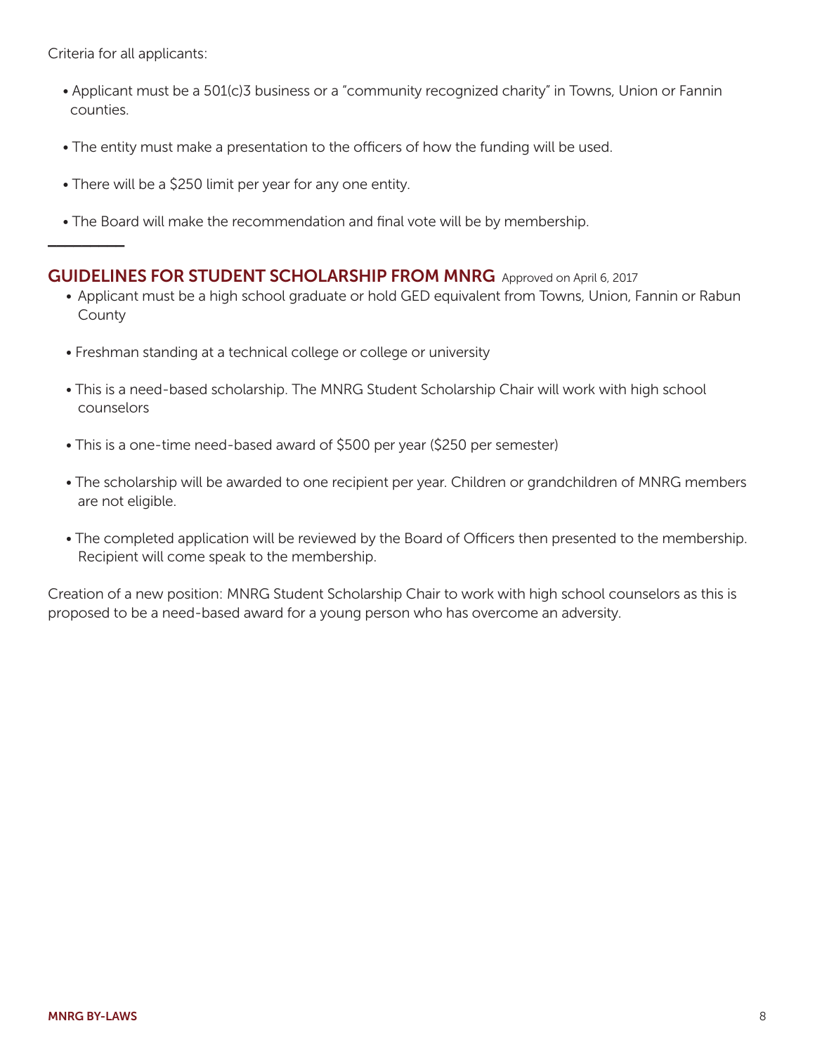Criteria for all applicants:

- Applicant must be a 501(c)3 business or a "community recognized charity" in Towns, Union or Fannin counties.
- The entity must make a presentation to the officers of how the funding will be used.
- There will be a $250 limit per year for any one entity.
- The Board will make the recommendation and final vote will be by membership.

---

## GUIDELINES FOR STUDENT SCHOLARSHIP FROM MNRG Approved on April 6, 2017

- Applicant must be a high school graduate or hold GED equivalent from Towns, Union, Fannin or Rabun County
- Freshman standing at a technical college or college or university
- This is a need-based scholarship. The MNRG Student Scholarship Chair will work with high school counselors
- This is a one-time need-based award of $500 per year ($250 per semester)
- The scholarship will be awarded to one recipient per year. Children or grandchildren of MNRG members are not eligible.
- The completed application will be reviewed by the Board of Officers then presented to the membership. Recipient will come speak to the membership.

Creation of a new position: MNRG Student Scholarship Chair to work with high school counselors as this is proposed to be a need-based award for a young person who has overcome an adversity.